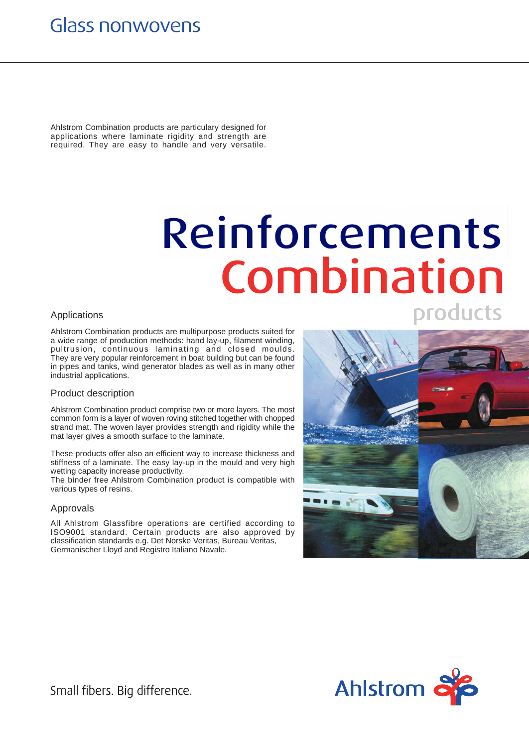Glass nonwovens

Ahlstrom Combination products are particulary designed for applications where laminate rigidity and strength are required. They are easy to handle and very versatile.

# Reinforcements Combination products

## Applications

Ahlstrom Combination products are multipurpose products suited for a wide range of production methods: hand lay-up, filament winding, pultrusion, continuous laminating and closed moulds. They are very popular reinforcement in boat building but can be found in pipes and tanks, wind generator blades as well as in many other industrial applications.

## Product description

Ahlstrom Combination product comprise two or more layers. The most common form is a layer of woven roving stitched together with chopped strand mat. The woven layer provides strength and rigidity while the mat layer gives a smooth surface to the laminate.

These products offer also an efficient way to increase thickness and stiffness of a laminate. The easy lay-up in the mould and very high wetting capacity increase productivity.
The binder free Ahlstrom Combination product is compatible with various types of resins.

## Approvals

All Ahlstrom Glassfibre operations are certified according to ISO9001 standard. Certain products are also approved by classification standards e.g. Det Norske Veritas, Bureau Veritas, Germanischer Lloyd and Registro Italiano Navale.

Small fibers. Big difference.

Ahlstrom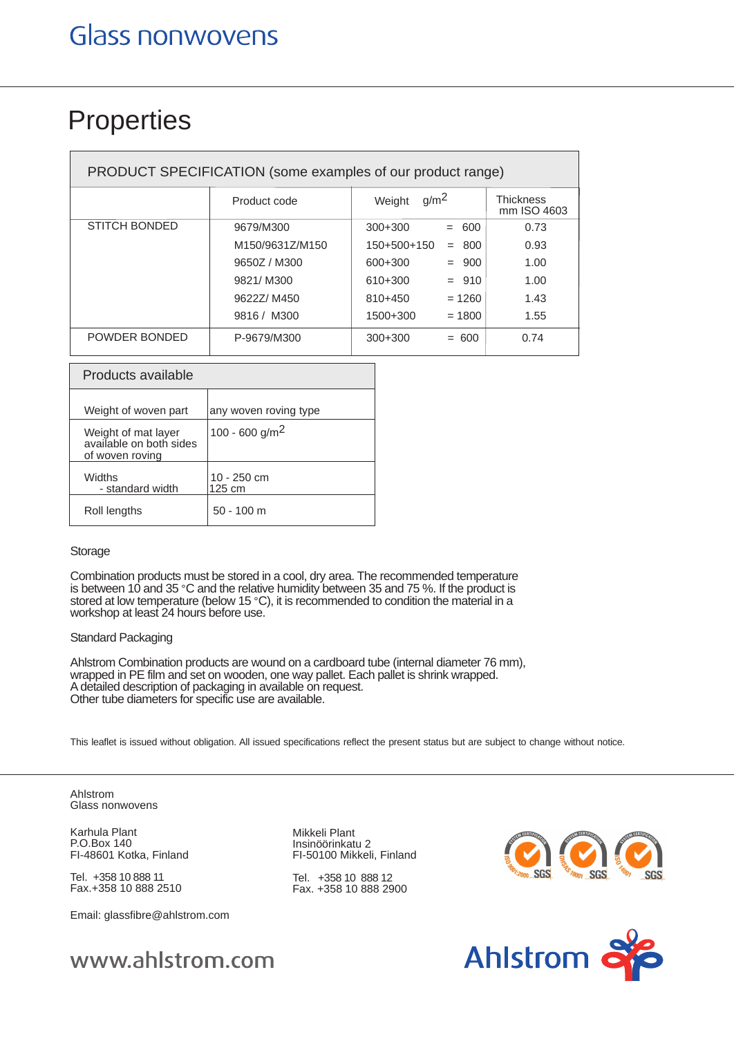# Glass nonwovens

## Properties

| PRODUCT SPECIFICATION (some examples of our product range) | | | |
|---|---|---|---|
| | Product code | Weight g/m$^2$ | Thickness mm ISO 4603 |
| STITCH BONDED | 9679/M300 | 300+300 = 600 | 0.73 |
| | M150/9631Z/M150 | 150+500+150 = 800 | 0.93 |
| | 9650Z / M300 | 600+300 = 900 | 1.00 |
| | 9821/ M300 | 610+300 = 910 | 1.00 |
| | 9622Z/ M450 | 810+450 = 1260 | 1.43 |
| | 9816 / M300 | 1500+300 = 1800 | 1.55 |
| POWDER BONDED | P-9679/M300 | 300+300 = 600 | 0.74 |

| Products available | |
|---|---|
| Weight of woven part | any woven roving type |
| Weight of mat layer available on both sides of woven roving | 100 - 600 g/m$^2$ |
| Widths<br>- standard width | 10 - 250 cm<br>125 cm |
| Roll lengths | 50 - 100 m |

Storage

Combination products must be stored in a cool, dry area. The recommended temperature is between 10 and 35 °C and the relative humidity between 35 and 75 %. If the product is stored at low temperature (below 15 °C), it is recommended to condition the material in a workshop at least 24 hours before use.

Standard Packaging

Ahlstrom Combination products are wound on a cardboard tube (internal diameter 76 mm), wrapped in PE film and set on wooden, one way pallet. Each pallet is shrink wrapped. A detailed description of packaging in available on request.
Other tube diameters for specific use are available.

This leaflet is issued without obligation. All issued specifications reflect the present status but are subject to change without notice.

Ahlstrom
Glass nonwovens

Karhula Plant
P.O.Box 140
FI-48601 Kotka, Finland

Tel. +358 10 888 11
Fax.+358 10 888 2510

Mikkeli Plant
Insinöörinkatu 2
FI-50100 Mikkeli, Finland

Tel. +358 10 888 12
Fax. +358 10 888 2900

Email: glassfibre@ahlstrom.com

www.ahlstrom.com

Ahlstrom